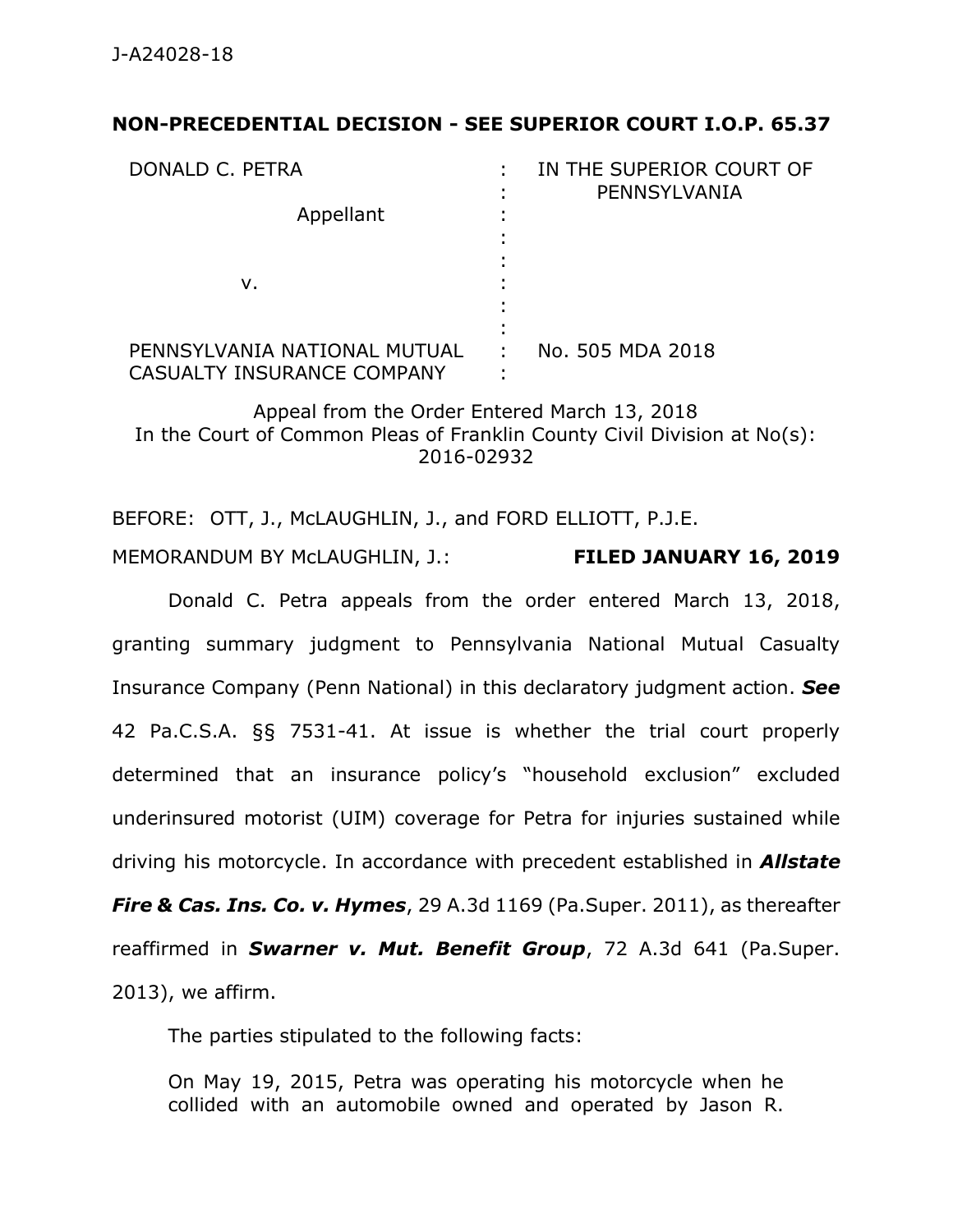J-A24028-18

**NON-PRECEDENTIAL DECISION - SEE SUPERIOR COURT I.O.P. 65.37**

| | | |
|---|---|---|
| DONALD C. PETRA | : | IN THE SUPERIOR COURT OF PENNSYLVANIA |
| Appellant | : | |
| | : | |
| v. | : | |
| | : | |
| PENNSYLVANIA NATIONAL MUTUAL CASUALTY INSURANCE COMPANY | : | No. 505 MDA 2018 |

Appeal from the Order Entered March 13, 2018
In the Court of Common Pleas of Franklin County Civil Division at No(s): 2016-02932

BEFORE: OTT, J., McLAUGHLIN, J., and FORD ELLIOTT, P.J.E.

MEMORANDUM BY McLAUGHLIN, J.: **FILED JANUARY 16, 2019**

Donald C. Petra appeals from the order entered March 13, 2018, granting summary judgment to Pennsylvania National Mutual Casualty Insurance Company (Penn National) in this declaratory judgment action. ***See*** 42 Pa.C.S.A. §§ 7531-41. At issue is whether the trial court properly determined that an insurance policy's "household exclusion" excluded underinsured motorist (UIM) coverage for Petra for injuries sustained while driving his motorcycle. In accordance with precedent established in ***Allstate Fire & Cas. Ins. Co. v. Hymes***, 29 A.3d 1169 (Pa.Super. 2011), as thereafter reaffirmed in ***Swarner v. Mut. Benefit Group***, 72 A.3d 641 (Pa.Super. 2013), we affirm.

The parties stipulated to the following facts:

> On May 19, 2015, Petra was operating his motorcycle when he collided with an automobile owned and operated by Jason R.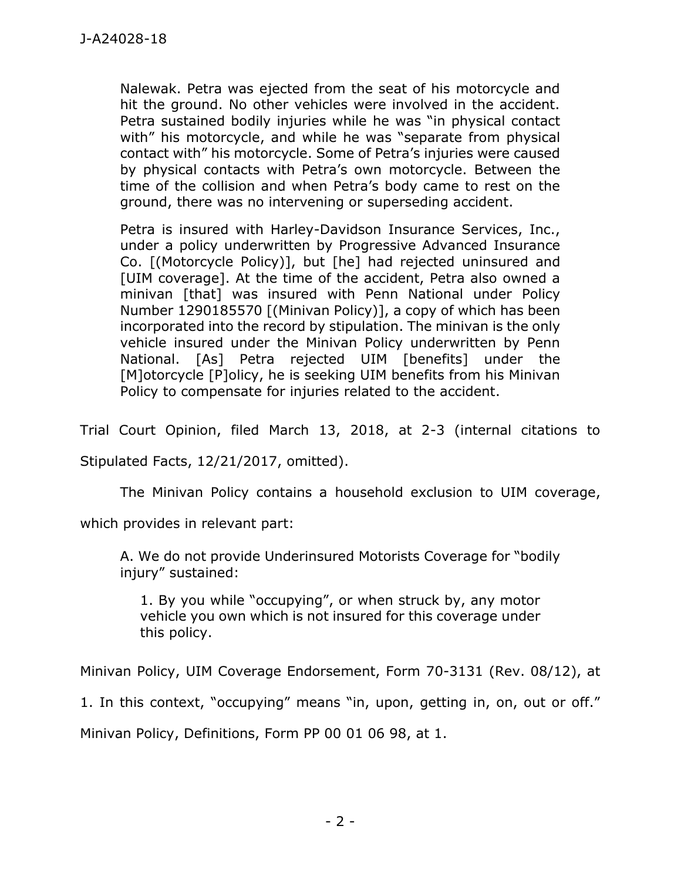> Nalewak. Petra was ejected from the seat of his motorcycle and hit the ground. No other vehicles were involved in the accident. Petra sustained bodily injuries while he was "in physical contact with" his motorcycle, and while he was "separate from physical contact with" his motorcycle. Some of Petra's injuries were caused by physical contacts with Petra's own motorcycle. Between the time of the collision and when Petra's body came to rest on the ground, there was no intervening or superseding accident.
>
> Petra is insured with Harley-Davidson Insurance Services, Inc., under a policy underwritten by Progressive Advanced Insurance Co. [(Motorcycle Policy)], but [he] had rejected uninsured and [UIM coverage]. At the time of the accident, Petra also owned a minivan [that] was insured with Penn National under Policy Number 1290185570 [(Minivan Policy)], a copy of which has been incorporated into the record by stipulation. The minivan is the only vehicle insured under the Minivan Policy underwritten by Penn National. [As] Petra rejected UIM [benefits] under the [M]otorcycle [P]olicy, he is seeking UIM benefits from his Minivan Policy to compensate for injuries related to the accident.

Trial Court Opinion, filed March 13, 2018, at 2-3 (internal citations to Stipulated Facts, 12/21/2017, omitted).

The Minivan Policy contains a household exclusion to UIM coverage, which provides in relevant part:

> A. We do not provide Underinsured Motorists Coverage for "bodily injury" sustained:
>
> > 1. By you while "occupying", or when struck by, any motor vehicle you own which is not insured for this coverage under this policy.

Minivan Policy, UIM Coverage Endorsement, Form 70-3131 (Rev. 08/12), at 1. In this context, "occupying" means "in, upon, getting in, on, out or off." Minivan Policy, Definitions, Form PP 00 01 06 98, at 1.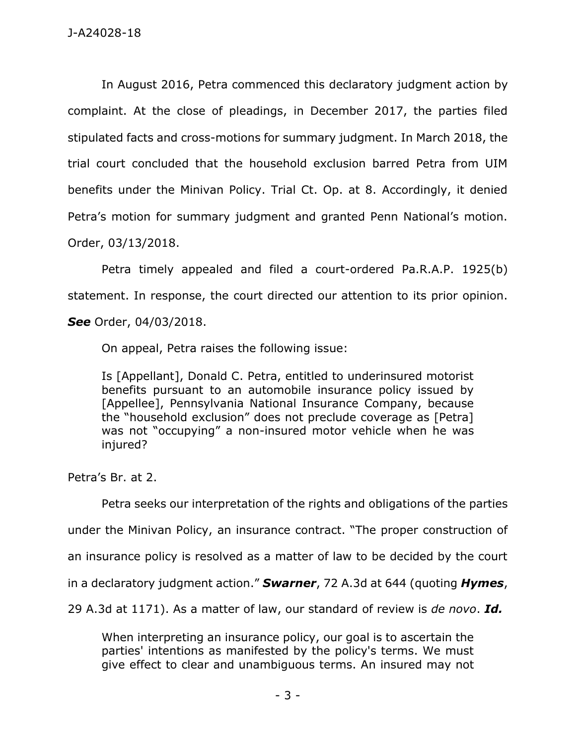In August 2016, Petra commenced this declaratory judgment action by complaint. At the close of pleadings, in December 2017, the parties filed stipulated facts and cross-motions for summary judgment. In March 2018, the trial court concluded that the household exclusion barred Petra from UIM benefits under the Minivan Policy. Trial Ct. Op. at 8. Accordingly, it denied Petra's motion for summary judgment and granted Penn National's motion. Order, 03/13/2018.

Petra timely appealed and filed a court-ordered Pa.R.A.P. 1925(b) statement. In response, the court directed our attention to its prior opinion. ***See*** Order, 04/03/2018.

On appeal, Petra raises the following issue:

> Is [Appellant], Donald C. Petra, entitled to underinsured motorist benefits pursuant to an automobile insurance policy issued by [Appellee], Pennsylvania National Insurance Company, because the "household exclusion" does not preclude coverage as [Petra] was not "occupying" a non-insured motor vehicle when he was injured?

Petra's Br. at 2.

Petra seeks our interpretation of the rights and obligations of the parties under the Minivan Policy, an insurance contract. "The proper construction of an insurance policy is resolved as a matter of law to be decided by the court in a declaratory judgment action." ***Swarner***, 72 A.3d at 644 (quoting ***Hymes***, 29 A.3d at 1171). As a matter of law, our standard of review is *de novo*. ***Id.***

> When interpreting an insurance policy, our goal is to ascertain the parties' intentions as manifested by the policy's terms. We must give effect to clear and unambiguous terms. An insured may not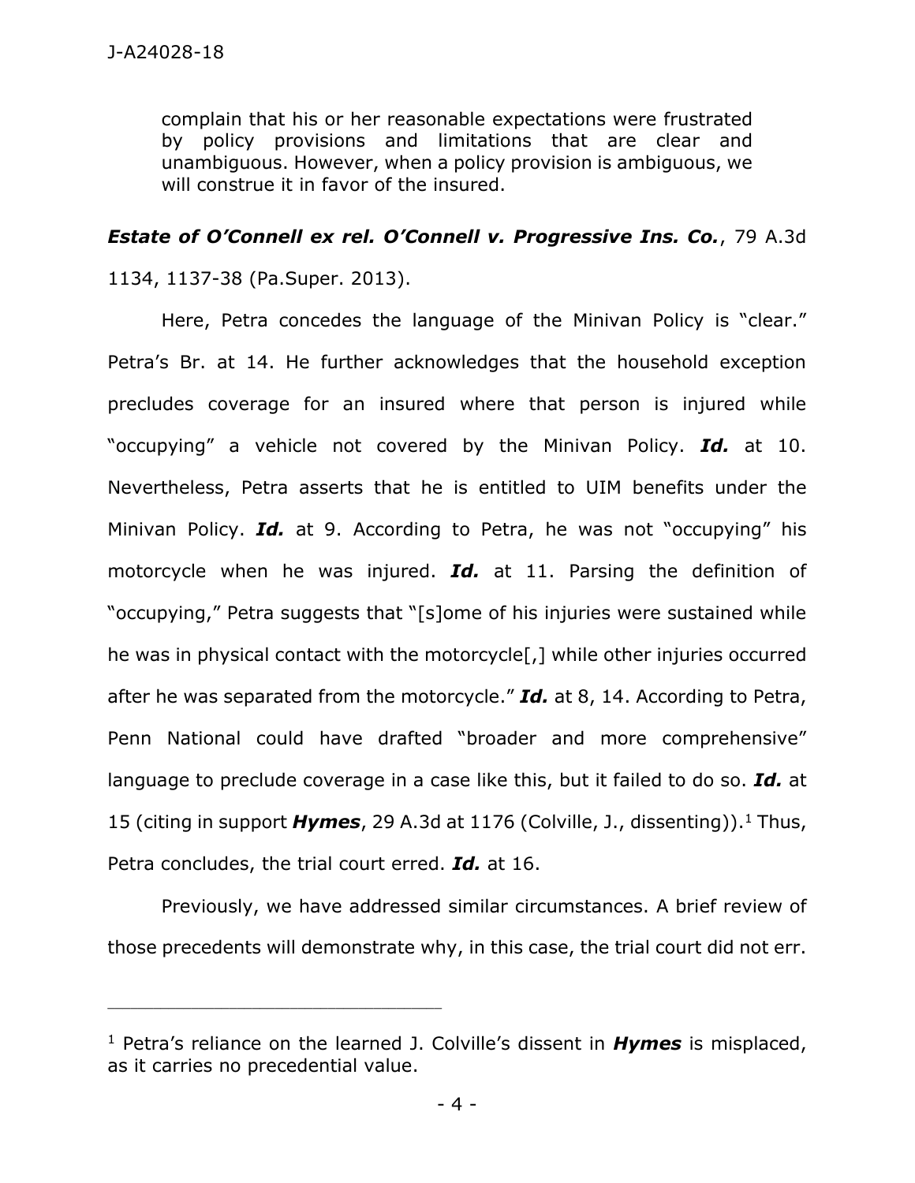> complain that his or her reasonable expectations were frustrated by policy provisions and limitations that are clear and unambiguous. However, when a policy provision is ambiguous, we will construe it in favor of the insured.

***Estate of O'Connell ex rel. O'Connell v. Progressive Ins. Co.***, 79 A.3d 1134, 1137-38 (Pa.Super. 2013).

Here, Petra concedes the language of the Minivan Policy is "clear." Petra's Br. at 14. He further acknowledges that the household exception precludes coverage for an insured where that person is injured while "occupying" a vehicle not covered by the Minivan Policy. ***Id.*** at 10. Nevertheless, Petra asserts that he is entitled to UIM benefits under the Minivan Policy. ***Id.*** at 9. According to Petra, he was not "occupying" his motorcycle when he was injured. ***Id.*** at 11. Parsing the definition of "occupying," Petra suggests that "[s]ome of his injuries were sustained while he was in physical contact with the motorcycle[,] while other injuries occurred after he was separated from the motorcycle." ***Id.*** at 8, 14. According to Petra, Penn National could have drafted "broader and more comprehensive" language to preclude coverage in a case like this, but it failed to do so. ***Id.*** at 15 (citing in support ***Hymes***, 29 A.3d at 1176 (Colville, J., dissenting)).[1] Thus, Petra concludes, the trial court erred. ***Id.*** at 16.

Previously, we have addressed similar circumstances. A brief review of those precedents will demonstrate why, in this case, the trial court did not err.

---

[1] Petra's reliance on the learned J. Colville's dissent in ***Hymes*** is misplaced, as it carries no precedential value.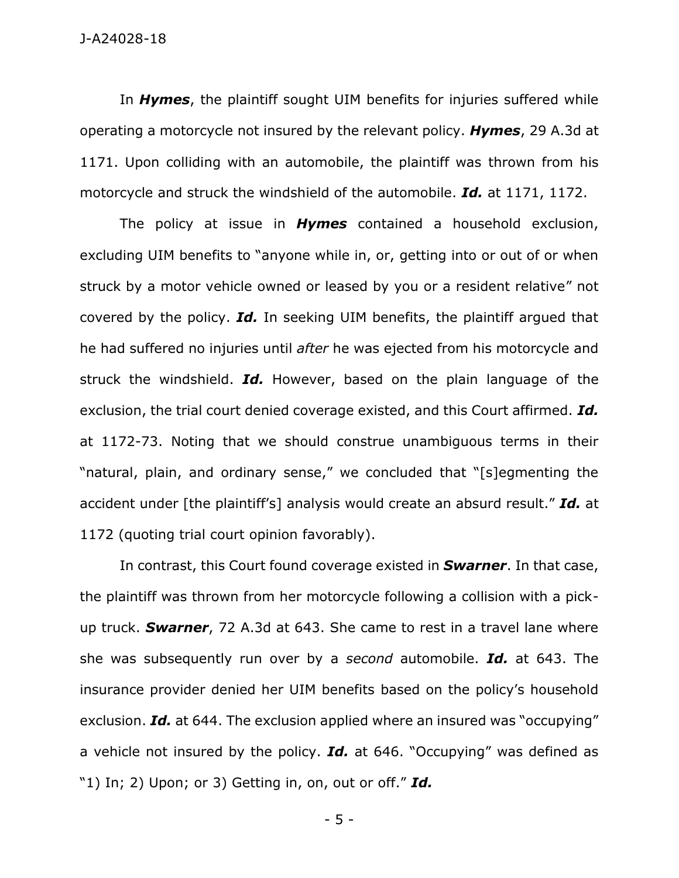In ***Hymes***, the plaintiff sought UIM benefits for injuries suffered while operating a motorcycle not insured by the relevant policy. ***Hymes***, 29 A.3d at 1171. Upon colliding with an automobile, the plaintiff was thrown from his motorcycle and struck the windshield of the automobile. ***Id.*** at 1171, 1172.

The policy at issue in ***Hymes*** contained a household exclusion, excluding UIM benefits to "anyone while in, or, getting into or out of or when struck by a motor vehicle owned or leased by you or a resident relative" not covered by the policy. ***Id.*** In seeking UIM benefits, the plaintiff argued that he had suffered no injuries until *after* he was ejected from his motorcycle and struck the windshield. ***Id.*** However, based on the plain language of the exclusion, the trial court denied coverage existed, and this Court affirmed. ***Id.*** at 1172-73. Noting that we should construe unambiguous terms in their "natural, plain, and ordinary sense," we concluded that "[s]egmenting the accident under [the plaintiff's] analysis would create an absurd result." ***Id.*** at 1172 (quoting trial court opinion favorably).

In contrast, this Court found coverage existed in ***Swarner***. In that case, the plaintiff was thrown from her motorcycle following a collision with a pick-up truck. ***Swarner***, 72 A.3d at 643. She came to rest in a travel lane where she was subsequently run over by a *second* automobile. ***Id.*** at 643. The insurance provider denied her UIM benefits based on the policy's household exclusion. ***Id.*** at 644. The exclusion applied where an insured was "occupying" a vehicle not insured by the policy. ***Id.*** at 646. "Occupying" was defined as "1) In; 2) Upon; or 3) Getting in, on, out or off." ***Id.***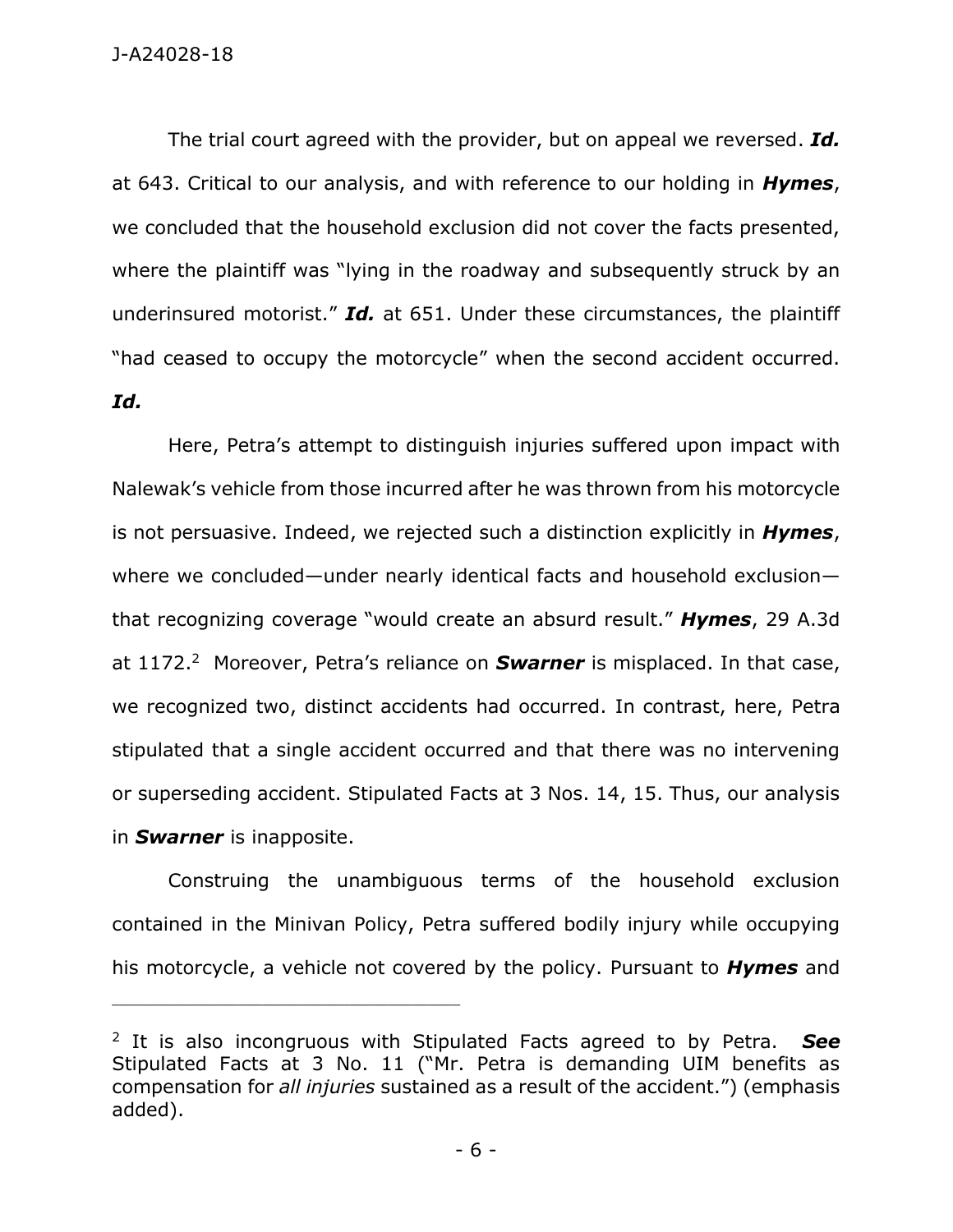The trial court agreed with the provider, but on appeal we reversed. ***Id.*** at 643. Critical to our analysis, and with reference to our holding in ***Hymes***, we concluded that the household exclusion did not cover the facts presented, where the plaintiff was "lying in the roadway and subsequently struck by an underinsured motorist." ***Id.*** at 651. Under these circumstances, the plaintiff "had ceased to occupy the motorcycle" when the second accident occurred. ***Id.***

Here, Petra's attempt to distinguish injuries suffered upon impact with Nalewak's vehicle from those incurred after he was thrown from his motorcycle is not persuasive. Indeed, we rejected such a distinction explicitly in ***Hymes***, where we concluded—under nearly identical facts and household exclusion—that recognizing coverage "would create an absurd result." ***Hymes***, 29 A.3d at 1172.[2] Moreover, Petra's reliance on ***Swarner*** is misplaced. In that case, we recognized two, distinct accidents had occurred. In contrast, here, Petra stipulated that a single accident occurred and that there was no intervening or superseding accident. Stipulated Facts at 3 Nos. 14, 15. Thus, our analysis in ***Swarner*** is inapposite.

Construing the unambiguous terms of the household exclusion contained in the Minivan Policy, Petra suffered bodily injury while occupying his motorcycle, a vehicle not covered by the policy. Pursuant to ***Hymes*** and

---

[2] It is also incongruous with Stipulated Facts agreed to by Petra. ***See*** Stipulated Facts at 3 No. 11 ("Mr. Petra is demanding UIM benefits as compensation for *all injuries* sustained as a result of the accident.") (emphasis added).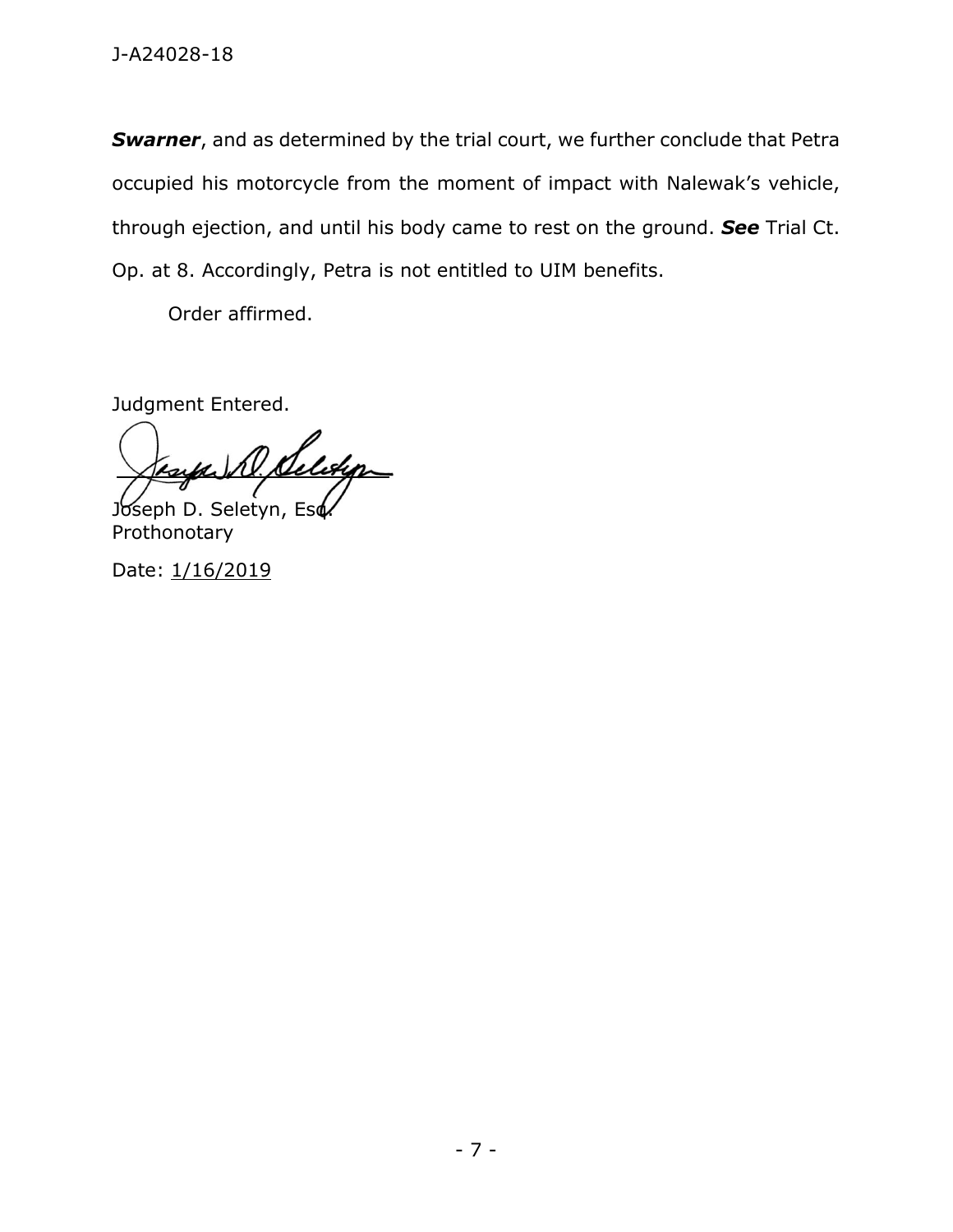***Swarner***, and as determined by the trial court, we further conclude that Petra occupied his motorcycle from the moment of impact with Nalewak's vehicle, through ejection, and until his body came to rest on the ground. ***See*** Trial Ct. Op. at 8. Accordingly, Petra is not entitled to UIM benefits.

Order affirmed.

Judgment Entered.

Joseph D. Seletyn, Esq.
Prothonotary

Date: 1/16/2019